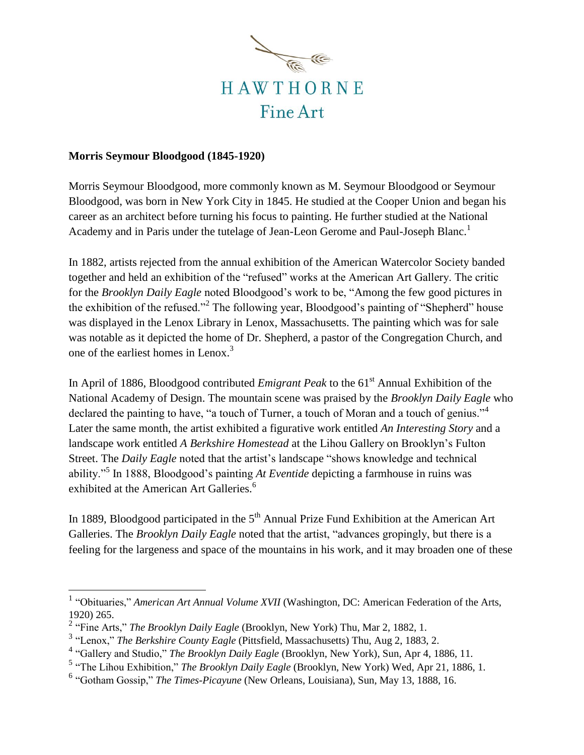HAWTHORNE
Fine Art

**Morris Seymour Bloodgood (1845-1920)**

Morris Seymour Bloodgood, more commonly known as M. Seymour Bloodgood or Seymour Bloodgood, was born in New York City in 1845. He studied at the Cooper Union and began his career as an architect before turning his focus to painting. He further studied at the National Academy and in Paris under the tutelage of Jean-Leon Gerome and Paul-Joseph Blanc.[1]

In 1882, artists rejected from the annual exhibition of the American Watercolor Society banded together and held an exhibition of the "refused" works at the American Art Gallery. The critic for the *Brooklyn Daily Eagle* noted Bloodgood's work to be, "Among the few good pictures in the exhibition of the refused."[2] The following year, Bloodgood's painting of "Shepherd" house was displayed in the Lenox Library in Lenox, Massachusetts. The painting which was for sale was notable as it depicted the home of Dr. Shepherd, a pastor of the Congregation Church, and one of the earliest homes in Lenox.[3]

In April of 1886, Bloodgood contributed *Emigrant Peak* to the 61st Annual Exhibition of the National Academy of Design. The mountain scene was praised by the *Brooklyn Daily Eagle* who declared the painting to have, "a touch of Turner, a touch of Moran and a touch of genius."[4] Later the same month, the artist exhibited a figurative work entitled *An Interesting Story* and a landscape work entitled *A Berkshire Homestead* at the Lihou Gallery on Brooklyn's Fulton Street. The *Daily Eagle* noted that the artist's landscape "shows knowledge and technical ability."[5] In 1888, Bloodgood's painting *At Eventide* depicting a farmhouse in ruins was exhibited at the American Art Galleries.[6]

In 1889, Bloodgood participated in the 5th Annual Prize Fund Exhibition at the American Art Galleries. The *Brooklyn Daily Eagle* noted that the artist, "advances gropingly, but there is a feeling for the largeness and space of the mountains in his work, and it may broaden one of these

---

[1] "Obituaries," *American Art Annual Volume XVII* (Washington, DC: American Federation of the Arts, 1920) 265.

[2] "Fine Arts," *The Brooklyn Daily Eagle* (Brooklyn, New York) Thu, Mar 2, 1882, 1.

[3] "Lenox," *The Berkshire County Eagle* (Pittsfield, Massachusetts) Thu, Aug 2, 1883, 2.

[4] "Gallery and Studio," *The Brooklyn Daily Eagle* (Brooklyn, New York), Sun, Apr 4, 1886, 11.

[5] "The Lihou Exhibition," *The Brooklyn Daily Eagle* (Brooklyn, New York) Wed, Apr 21, 1886, 1.

[6] "Gotham Gossip," *The Times-Picayune* (New Orleans, Louisiana), Sun, May 13, 1888, 16.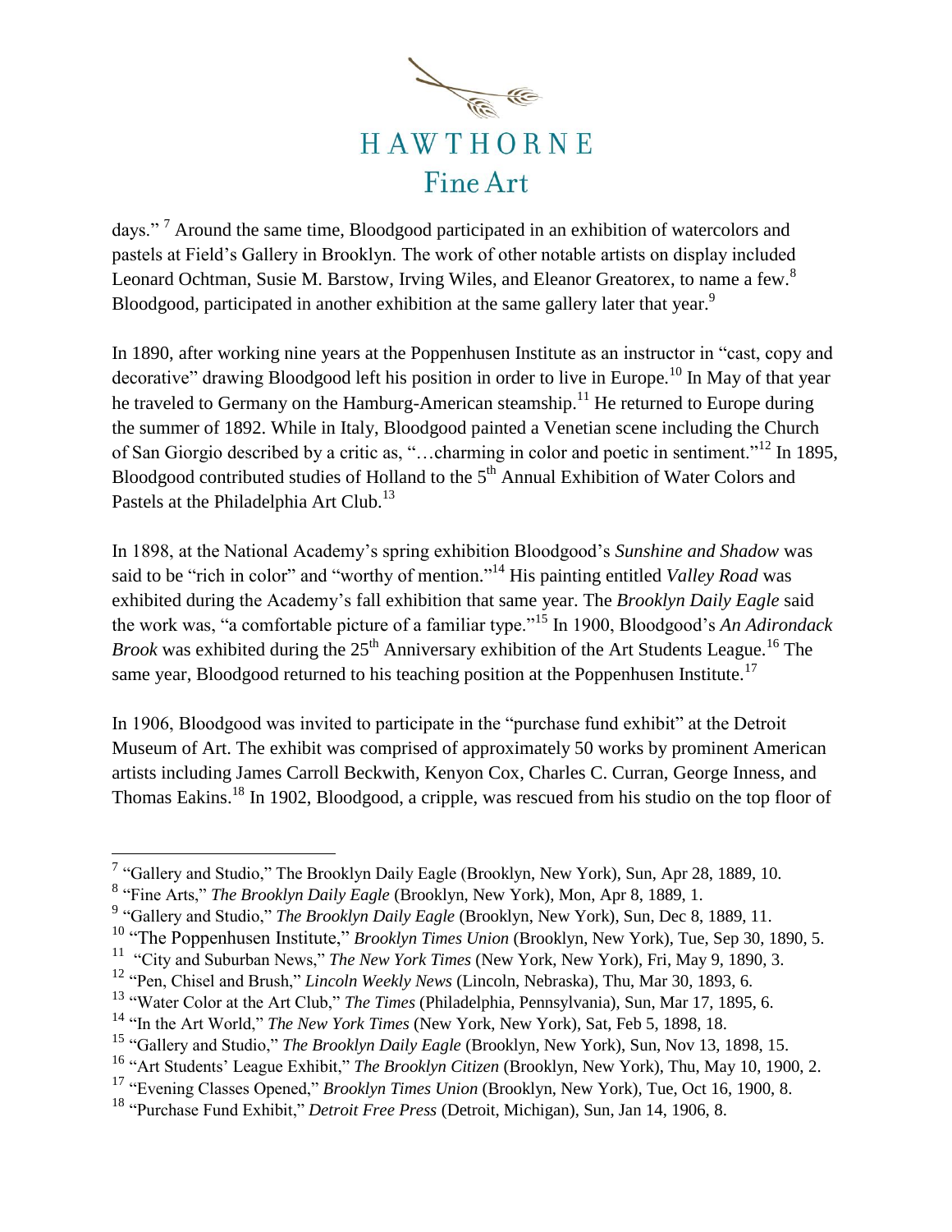days." [7] Around the same time, Bloodgood participated in an exhibition of watercolors and pastels at Field's Gallery in Brooklyn. The work of other notable artists on display included Leonard Ochtman, Susie M. Barstow, Irving Wiles, and Eleanor Greatorex, to name a few.[8] Bloodgood, participated in another exhibition at the same gallery later that year.[9]

In 1890, after working nine years at the Poppenhusen Institute as an instructor in "cast, copy and decorative" drawing Bloodgood left his position in order to live in Europe.[10] In May of that year he traveled to Germany on the Hamburg-American steamship.[11] He returned to Europe during the summer of 1892. While in Italy, Bloodgood painted a Venetian scene including the Church of San Giorgio described by a critic as, "…charming in color and poetic in sentiment."[12] In 1895, Bloodgood contributed studies of Holland to the 5th Annual Exhibition of Water Colors and Pastels at the Philadelphia Art Club.[13]

In 1898, at the National Academy's spring exhibition Bloodgood's *Sunshine and Shadow* was said to be "rich in color" and "worthy of mention."[14] His painting entitled *Valley Road* was exhibited during the Academy's fall exhibition that same year. The *Brooklyn Daily Eagle* said the work was, "a comfortable picture of a familiar type."[15] In 1900, Bloodgood's *An Adirondack Brook* was exhibited during the 25th Anniversary exhibition of the Art Students League.[16] The same year, Bloodgood returned to his teaching position at the Poppenhusen Institute.[17]

In 1906, Bloodgood was invited to participate in the "purchase fund exhibit" at the Detroit Museum of Art. The exhibit was comprised of approximately 50 works by prominent American artists including James Carroll Beckwith, Kenyon Cox, Charles C. Curran, George Inness, and Thomas Eakins.[18] In 1902, Bloodgood, a cripple, was rescued from his studio on the top floor of

---

[7] "Gallery and Studio," The Brooklyn Daily Eagle (Brooklyn, New York), Sun, Apr 28, 1889, 10.

[8] "Fine Arts," *The Brooklyn Daily Eagle* (Brooklyn, New York), Mon, Apr 8, 1889, 1.

[9] "Gallery and Studio," *The Brooklyn Daily Eagle* (Brooklyn, New York), Sun, Dec 8, 1889, 11.

[10] "The Poppenhusen Institute," *Brooklyn Times Union* (Brooklyn, New York), Tue, Sep 30, 1890, 5.

[11] "City and Suburban News," *The New York Times* (New York, New York), Fri, May 9, 1890, 3.

[12] "Pen, Chisel and Brush," *Lincoln Weekly News* (Lincoln, Nebraska), Thu, Mar 30, 1893, 6.

[13] "Water Color at the Art Club," *The Times* (Philadelphia, Pennsylvania), Sun, Mar 17, 1895, 6.

[14] "In the Art World," *The New York Times* (New York, New York), Sat, Feb 5, 1898, 18.

[15] "Gallery and Studio," *The Brooklyn Daily Eagle* (Brooklyn, New York), Sun, Nov 13, 1898, 15.

[16] "Art Students' League Exhibit," *The Brooklyn Citizen* (Brooklyn, New York), Thu, May 10, 1900, 2.

[17] "Evening Classes Opened," *Brooklyn Times Union* (Brooklyn, New York), Tue, Oct 16, 1900, 8.

[18] "Purchase Fund Exhibit," *Detroit Free Press* (Detroit, Michigan), Sun, Jan 14, 1906, 8.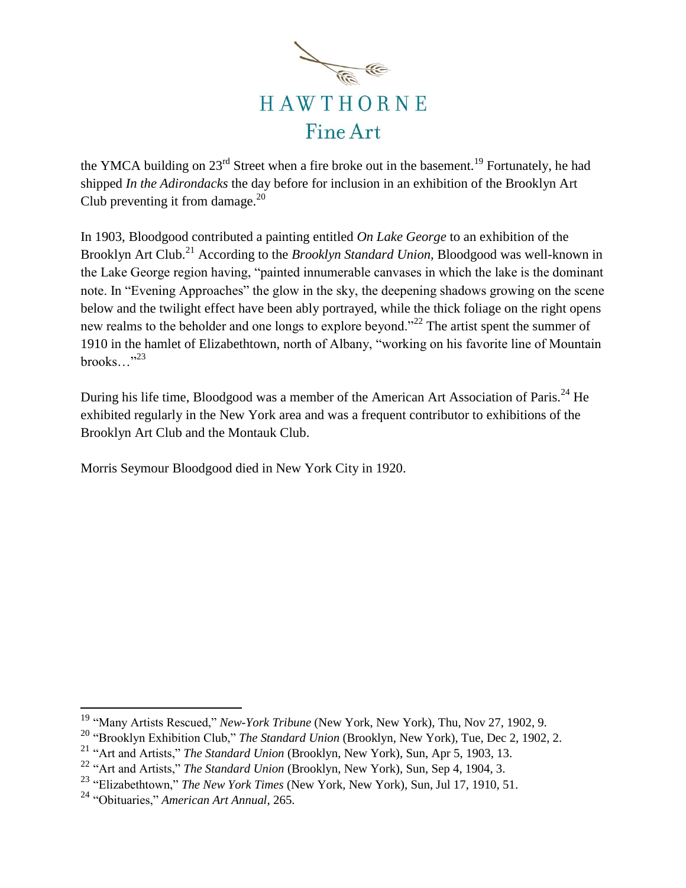the YMCA building on 23rd Street when a fire broke out in the basement.[19] Fortunately, he had shipped *In the Adirondacks* the day before for inclusion in an exhibition of the Brooklyn Art Club preventing it from damage.[20]

In 1903, Bloodgood contributed a painting entitled *On Lake George* to an exhibition of the Brooklyn Art Club.[21] According to the *Brooklyn Standard Union,* Bloodgood was well-known in the Lake George region having, "painted innumerable canvases in which the lake is the dominant note. In "Evening Approaches" the glow in the sky, the deepening shadows growing on the scene below and the twilight effect have been ably portrayed, while the thick foliage on the right opens new realms to the beholder and one longs to explore beyond."[22] The artist spent the summer of 1910 in the hamlet of Elizabethtown, north of Albany, "working on his favorite line of Mountain brooks…"[23]

During his life time, Bloodgood was a member of the American Art Association of Paris.[24] He exhibited regularly in the New York area and was a frequent contributor to exhibitions of the Brooklyn Art Club and the Montauk Club.

Morris Seymour Bloodgood died in New York City in 1920.

---

[19] "Many Artists Rescued," *New-York Tribune* (New York, New York), Thu, Nov 27, 1902, 9.

[20] "Brooklyn Exhibition Club," *The Standard Union* (Brooklyn, New York), Tue, Dec 2, 1902, 2.

[21] "Art and Artists," *The Standard Union* (Brooklyn, New York), Sun, Apr 5, 1903, 13.

[22] "Art and Artists," *The Standard Union* (Brooklyn, New York), Sun, Sep 4, 1904, 3.

[23] "Elizabethtown," *The New York Times* (New York, New York), Sun, Jul 17, 1910, 51.

[24] "Obituaries," *American Art Annual*, 265.